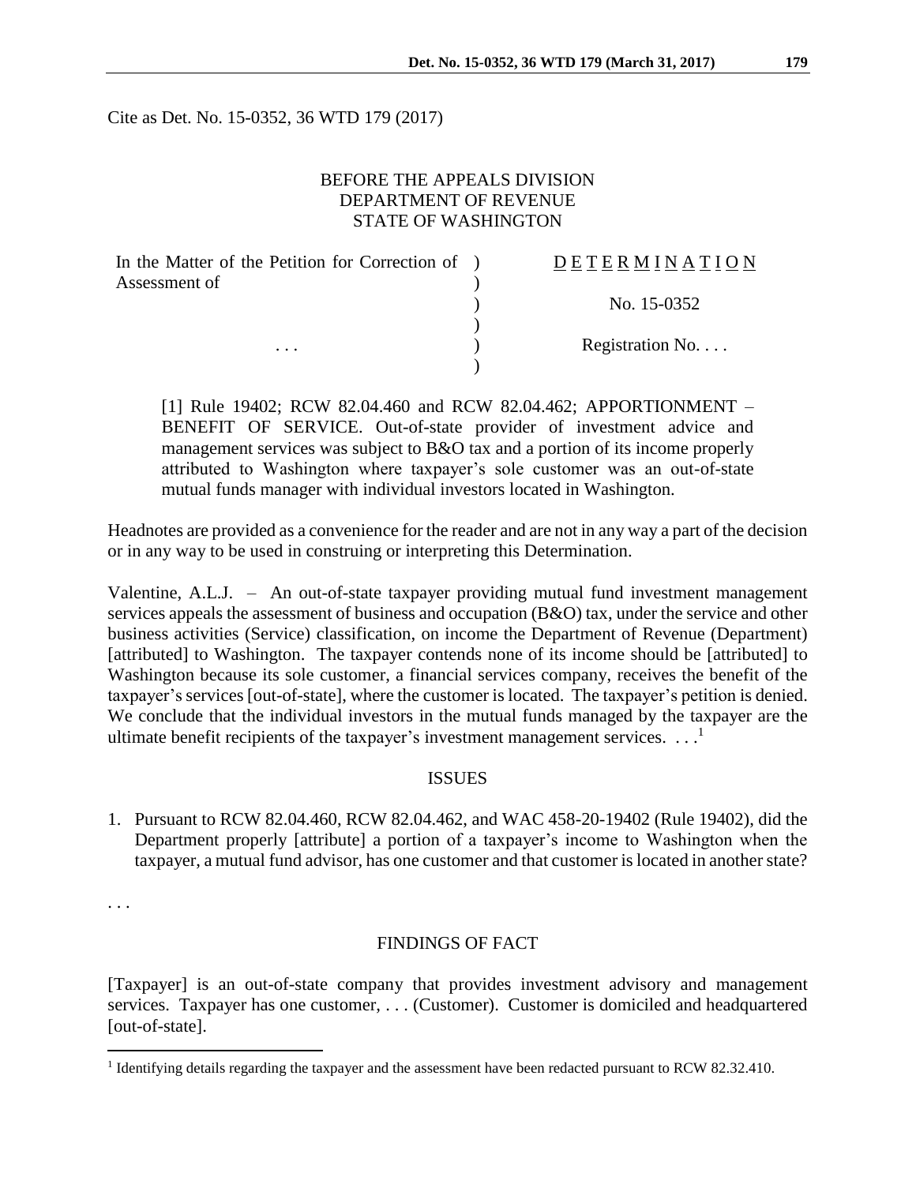Cite as Det. No. 15-0352, 36 WTD 179 (2017)

BEFORE THE APPEALS DIVISION
DEPARTMENT OF REVENUE
STATE OF WASHINGTON

| In the Matter of the Petition for Correction of Assessment of | D E T E R M I N A T I O N |
|---|---|
| | No. 15-0352 |
| . . . | Registration No. . . . |

[1] Rule 19402; RCW 82.04.460 and RCW 82.04.462; APPORTIONMENT – BENEFIT OF SERVICE. Out-of-state provider of investment advice and management services was subject to B&O tax and a portion of its income properly attributed to Washington where taxpayer's sole customer was an out-of-state mutual funds manager with individual investors located in Washington.

Headnotes are provided as a convenience for the reader and are not in any way a part of the decision or in any way to be used in construing or interpreting this Determination.

Valentine, A.L.J. – An out-of-state taxpayer providing mutual fund investment management services appeals the assessment of business and occupation (B&O) tax, under the service and other business activities (Service) classification, on income the Department of Revenue (Department) [attributed] to Washington. The taxpayer contends none of its income should be [attributed] to Washington because its sole customer, a financial services company, receives the benefit of the taxpayer's services [out-of-state], where the customer is located. The taxpayer's petition is denied. We conclude that the individual investors in the mutual funds managed by the taxpayer are the ultimate benefit recipients of the taxpayer's investment management services. . . .[1]

## ISSUES

1. Pursuant to RCW 82.04.460, RCW 82.04.462, and WAC 458-20-19402 (Rule 19402), did the Department properly [attribute] a portion of a taxpayer's income to Washington when the taxpayer, a mutual fund advisor, has one customer and that customer is located in another state?

. . .

## FINDINGS OF FACT

[Taxpayer] is an out-of-state company that provides investment advisory and management services. Taxpayer has one customer, . . . (Customer). Customer is domiciled and headquartered [out-of-state].

[1] Identifying details regarding the taxpayer and the assessment have been redacted pursuant to RCW 82.32.410.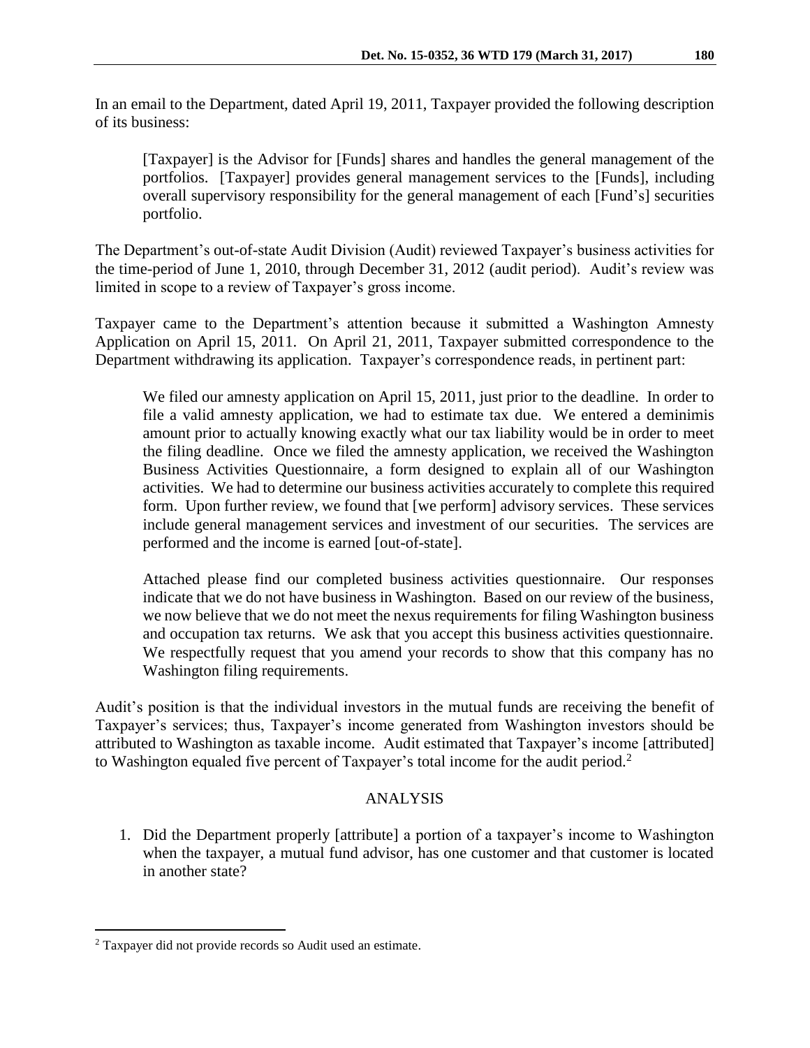In an email to the Department, dated April 19, 2011, Taxpayer provided the following description of its business:

> [Taxpayer] is the Advisor for [Funds] shares and handles the general management of the portfolios. [Taxpayer] provides general management services to the [Funds], including overall supervisory responsibility for the general management of each [Fund's] securities portfolio.

The Department's out-of-state Audit Division (Audit) reviewed Taxpayer's business activities for the time-period of June 1, 2010, through December 31, 2012 (audit period). Audit's review was limited in scope to a review of Taxpayer's gross income.

Taxpayer came to the Department's attention because it submitted a Washington Amnesty Application on April 15, 2011. On April 21, 2011, Taxpayer submitted correspondence to the Department withdrawing its application. Taxpayer's correspondence reads, in pertinent part:

> We filed our amnesty application on April 15, 2011, just prior to the deadline. In order to file a valid amnesty application, we had to estimate tax due. We entered a deminimis amount prior to actually knowing exactly what our tax liability would be in order to meet the filing deadline. Once we filed the amnesty application, we received the Washington Business Activities Questionnaire, a form designed to explain all of our Washington activities. We had to determine our business activities accurately to complete this required form. Upon further review, we found that [we perform] advisory services. These services include general management services and investment of our securities. The services are performed and the income is earned [out-of-state].
>
> Attached please find our completed business activities questionnaire. Our responses indicate that we do not have business in Washington. Based on our review of the business, we now believe that we do not meet the nexus requirements for filing Washington business and occupation tax returns. We ask that you accept this business activities questionnaire. We respectfully request that you amend your records to show that this company has no Washington filing requirements.

Audit's position is that the individual investors in the mutual funds are receiving the benefit of Taxpayer's services; thus, Taxpayer's income generated from Washington investors should be attributed to Washington as taxable income. Audit estimated that Taxpayer's income [attributed] to Washington equaled five percent of Taxpayer's total income for the audit period.[2]

## ANALYSIS

1. Did the Department properly [attribute] a portion of a taxpayer's income to Washington when the taxpayer, a mutual fund advisor, has one customer and that customer is located in another state?

---

[2] Taxpayer did not provide records so Audit used an estimate.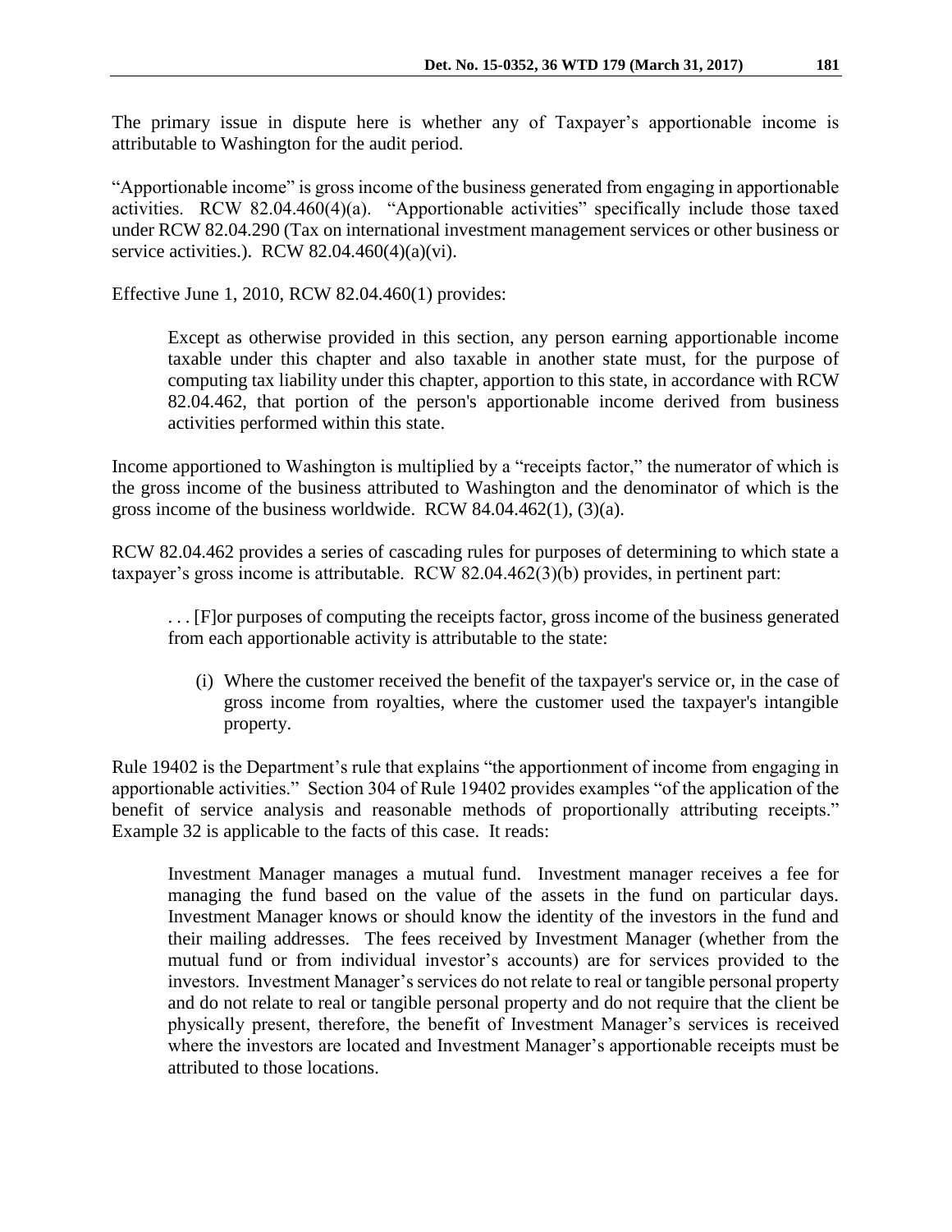The primary issue in dispute here is whether any of Taxpayer's apportionable income is attributable to Washington for the audit period.

"Apportionable income" is gross income of the business generated from engaging in apportionable activities. RCW 82.04.460(4)(a). "Apportionable activities" specifically include those taxed under RCW 82.04.290 (Tax on international investment management services or other business or service activities.). RCW 82.04.460(4)(a)(vi).

Effective June 1, 2010, RCW 82.04.460(1) provides:

> Except as otherwise provided in this section, any person earning apportionable income taxable under this chapter and also taxable in another state must, for the purpose of computing tax liability under this chapter, apportion to this state, in accordance with RCW 82.04.462, that portion of the person's apportionable income derived from business activities performed within this state.

Income apportioned to Washington is multiplied by a "receipts factor," the numerator of which is the gross income of the business attributed to Washington and the denominator of which is the gross income of the business worldwide. RCW 84.04.462(1), (3)(a).

RCW 82.04.462 provides a series of cascading rules for purposes of determining to which state a taxpayer's gross income is attributable. RCW 82.04.462(3)(b) provides, in pertinent part:

> . . . [F]or purposes of computing the receipts factor, gross income of the business generated from each apportionable activity is attributable to the state:
>
> (i) Where the customer received the benefit of the taxpayer's service or, in the case of gross income from royalties, where the customer used the taxpayer's intangible property.

Rule 19402 is the Department's rule that explains "the apportionment of income from engaging in apportionable activities." Section 304 of Rule 19402 provides examples "of the application of the benefit of service analysis and reasonable methods of proportionally attributing receipts." Example 32 is applicable to the facts of this case. It reads:

> Investment Manager manages a mutual fund. Investment manager receives a fee for managing the fund based on the value of the assets in the fund on particular days. Investment Manager knows or should know the identity of the investors in the fund and their mailing addresses. The fees received by Investment Manager (whether from the mutual fund or from individual investor's accounts) are for services provided to the investors. Investment Manager's services do not relate to real or tangible personal property and do not relate to real or tangible personal property and do not require that the client be physically present, therefore, the benefit of Investment Manager's services is received where the investors are located and Investment Manager's apportionable receipts must be attributed to those locations.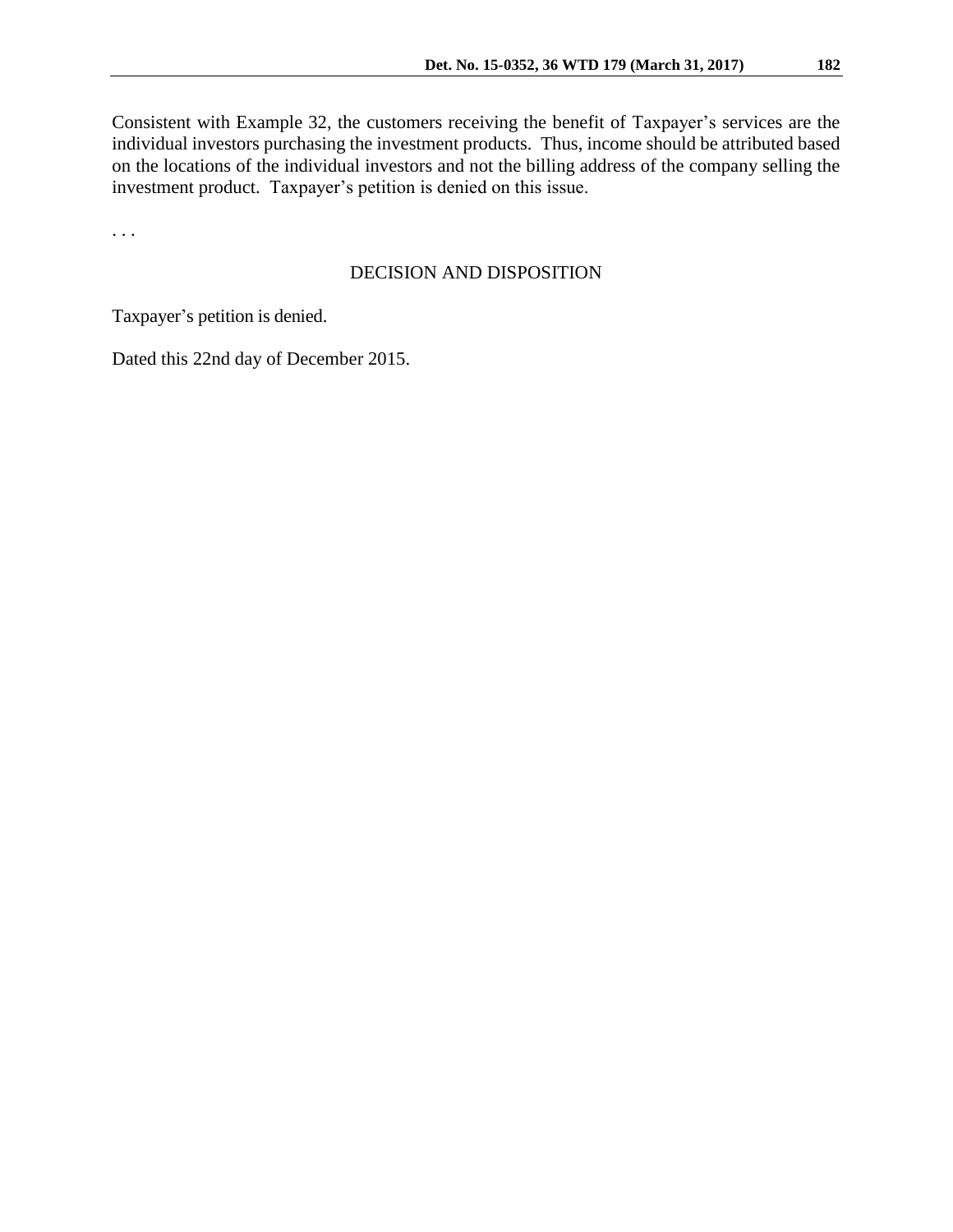Consistent with Example 32, the customers receiving the benefit of Taxpayer's services are the individual investors purchasing the investment products. Thus, income should be attributed based on the locations of the individual investors and not the billing address of the company selling the investment product. Taxpayer's petition is denied on this issue.

. . .

## DECISION AND DISPOSITION

Taxpayer's petition is denied.

Dated this 22nd day of December 2015.